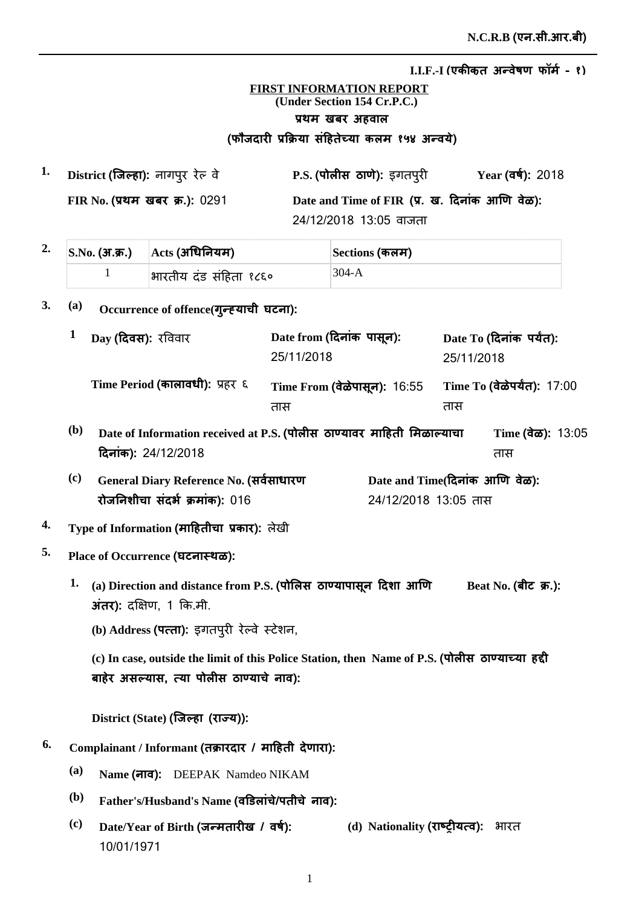**N.C.R.B (एन.सी.आर.बी)**

**I.I.F.-I (एकीकृत अन्वेषण फॉर्म - १)**

**FIRST INFORMATION REPORT**
**(Under Section 154 Cr.P.C.)**
**प्रथम खबर अहवाल**
**(फौजदारी प्रक्रिया संहितेच्या कलम १५४ अन्वये)**

1. **District (जिल्हा):** नागपुर रेल वे **P.S. (पोलीस ठाणे):** इगतपुरी **Year (वर्ष):** 2018

 **FIR No. (प्रथम खबर क्र.):** 0291 **Date and Time of FIR (प्र. ख. दिनांक आणि वेळ):** 24/12/2018 13:05 वाजता

2.

| S.No. (अ.क्र.) | Acts (अधिनियम) | Sections (कलम) |
|---|---|---|
| 1 | भारतीय दंड संहिता १८६० | 304-A |

3. (a) **Occurrence of offence(गुन्ह्याची घटना):**

 1 **Day (दिवस):** रविवार **Date from (दिनांक पासून):** 25/11/2018 **Date To (दिनांक पर्यंत):** 25/11/2018

 **Time Period (कालावधी):** प्रहर ६ **Time From (वेळेपासून):** 16:55 तास **Time To (वेळेपर्यंत):** 17:00 तास

 (b) **Date of Information received at P.S. (पोलीस ठाण्यावर माहिती मिळाल्याचा दिनांक):** 24/12/2018 **Time (वेळ):** 13:05 तास

 (c) **General Diary Reference No. (सर्वसाधारण रोजनिशीचा संदर्भ क्रमांक):** 016 **Date and Time(दिनांक आणि वेळ):** 24/12/2018 13:05 तास

4. **Type of Information (माहितीचा प्रकार):** लेखी

5. **Place of Occurrence (घटनास्थळ):**

 1. **(a) Direction and distance from P.S. (पोलिस ठाण्यापासून दिशा आणि अंतर):** दक्षिण, 1 कि.मी. **Beat No. (बीट क्र.):**

 **(b) Address (पत्ता):** इगतपुरी रेल्वे स्टेशन,

 **(c) In case, outside the limit of this Police Station, then Name of P.S. (पोलीस ठाण्याच्या हद्दी बाहेर असल्यास, त्या पोलीस ठाण्याचे नाव):**

 **District (State) (जिल्हा (राज्य)):**

6. **Complainant / Informant (तक्रारदार / माहिती देणारा):**

 (a) **Name (नाव):** DEEPAK Namdeo NIKAM

 (b) **Father's/Husband's Name (वडिलांचे/पतीचे नाव):**

 (c) **Date/Year of Birth (जन्मतारीख / वर्ष):** 10/01/1971 (d) **Nationality (राष्ट्रीयत्व):** भारत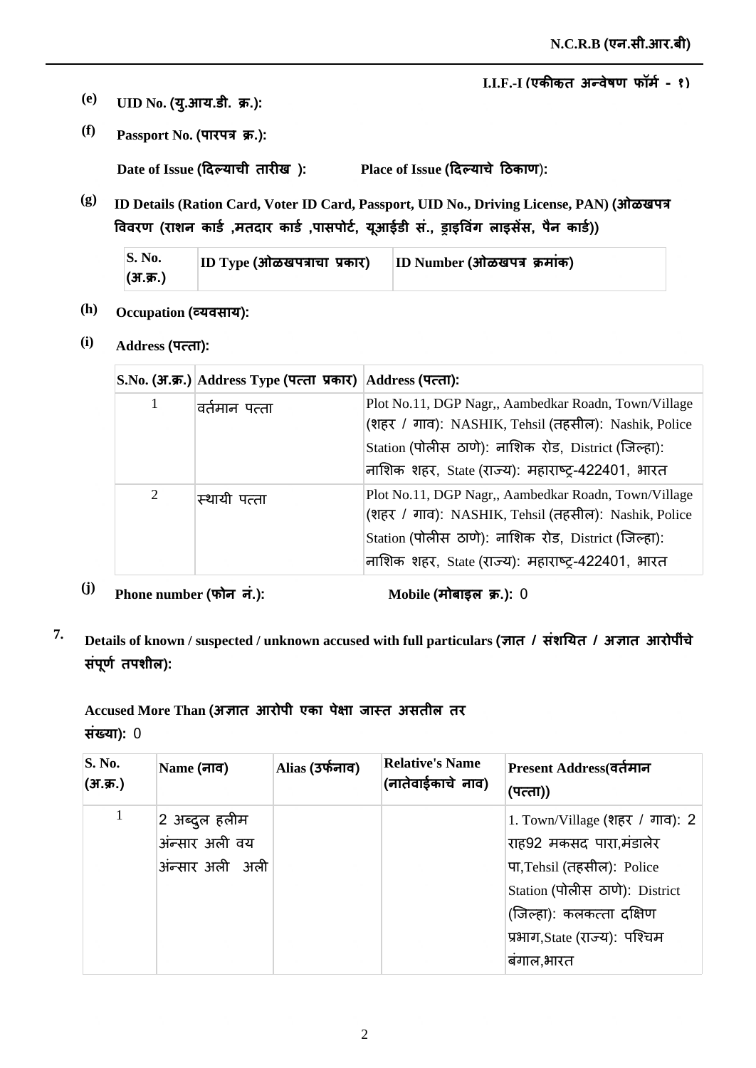I.I.F.-I (एकीकत अन्वेषण फॉर्म - १)

**(e)** **UID No. (यु.आय.डी. क्र.):**

**(f)** **Passport No. (पारपत्र क्र.):**

**Date of Issue (दिल्याची तारीख ):** **Place of Issue (दिल्याचे ठिकाण):**

**(g)** **ID Details (Ration Card, Voter ID Card, Passport, UID No., Driving License, PAN) (ओळखपत्र विवरण (राशन कार्ड ,मतदार कार्ड ,पासपोर्ट, यूआईडी सं., ड्राइविंग लाइसेंस, पैन कार्ड))**

| S. No. (अ.क्र.) | ID Type (ओळखपत्राचा प्रकार) | ID Number (ओळखपत्र क्रमांक) |
|---|---|---|

**(h)** **Occupation (व्यवसाय):**

**(i)** **Address (पत्ता):**

| S.No. (अ.क्र.) | Address Type (पत्ता प्रकार) | Address (पत्ता): |
|---|---|---|
| 1 | वर्तमान पत्ता | Plot No.11, DGP Nagr,, Aambedkar Roadn, Town/Village (शहर / गाव): NASHIK, Tehsil (तहसील): Nashik, Police Station (पोलीस ठाणे): नाशिक रोड, District (जिल्हा): नाशिक शहर, State (राज्य): महाराष्ट्र-422401, भारत |
| 2 | स्थायी पत्ता | Plot No.11, DGP Nagr,, Aambedkar Roadn, Town/Village (शहर / गाव): NASHIK, Tehsil (तहसील): Nashik, Police Station (पोलीस ठाणे): नाशिक रोड, District (जिल्हा): नाशिक शहर, State (राज्य): महाराष्ट्र-422401, भारत |

**(j)** **Phone number (फोन नं.):** **Mobile (मोबाइल क्र.):** 0

**7.** **Details of known / suspected / unknown accused with full particulars (ज्ञात / संशयित / अज्ञात आरोपींचे संपूर्ण तपशील):**

**Accused More Than (अज्ञात आरोपी एका पेक्षा जास्त असतील तर संख्या):** 0

| S. No. (अ.क्र.) | Name (नाव) | Alias (उर्फनाव) | Relative's Name (नातेवाईकाचे नाव) | Present Address(वर्तमान (पत्ता)) |
|---|---|---|---|---|
| 1 | 2 अब्दुल हलीम अंन्सार अली वय अंन्सार अली अली | | | 1. Town/Village (शहर / गाव): 2 राह92 मकसद पारा,मंडालेर पा,Tehsil (तहसील): Police Station (पोलीस ठाणे): District (जिल्हा): कलकत्ता दक्षिण प्रभाग,State (राज्य): पश्चिम बंगाल,भारत |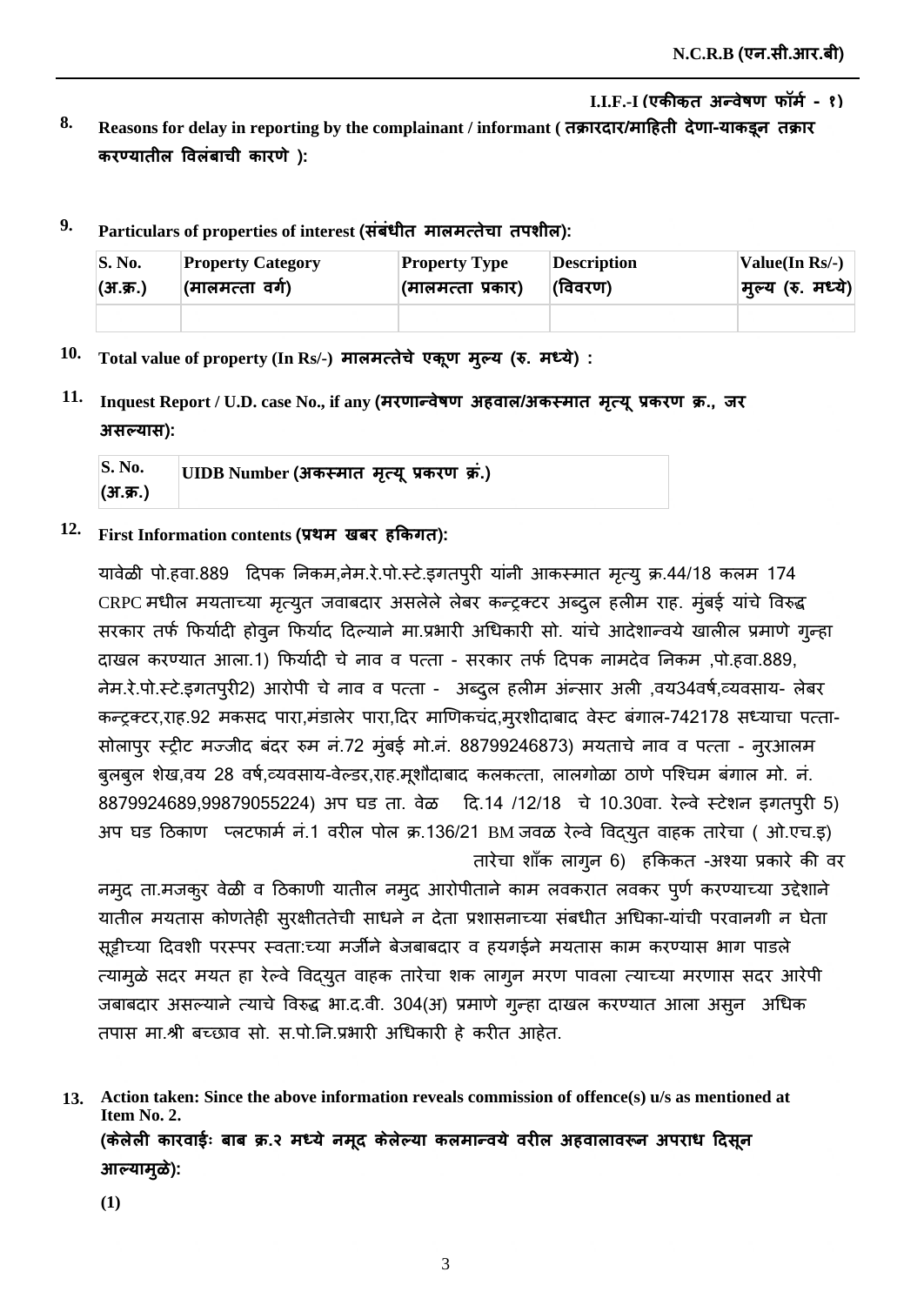**I.I.F.-I (एकीकृत अन्वेषण फॉर्म - १)**

**8. Reasons for delay in reporting by the complainant / informant ( तक्रारदार/माहिती देणा-याकडून तक्रार करण्यातील विलंबाची कारणे ):**

**9. Particulars of properties of interest (संबंधीत मालमत्तेचा तपशील):**

| S. No. (अ.क्र.) | Property Category (मालमत्ता वर्ग) | Property Type (मालमत्ता प्रकार) | Description (विवरण) | Value(In Rs/-) मुल्य (रु. मध्ये) |
|---|---|---|---|---|
| | | | | |

**10. Total value of property (In Rs/-) मालमत्तेचे एकूण मुल्य (रु. मध्ये) :**

**11. Inquest Report / U.D. case No., if any (मरणान्वेषण अहवाल/अकस्मात मृत्यू प्रकरण क्र., जर असल्यास):**

| S. No. (अ.क्र.) | UIDB Number (अकस्मात मृत्यू प्रकरण क्रं.) |
|---|---|

**12. First Information contents (प्रथम खबर हकिगत):**

यावेळी पो.हवा.889 दिपक निकम,नेम.रे.पो.स्टे.इगतपुरी यांनी आकस्मात मृत्यु क्र.44/18 कलम 174 CRPC मधील मयताच्या मृत्युत जवाबदार असलेले लेबर कन्ट्रक्टर अब्दुल हलीम राह. मुंबई यांचे विरुद्ध सरकार तर्फ फिर्यादी होवुन फिर्याद दिल्याने मा.प्रभारी अधिकारी सो. यांचे आदेशान्वये खालील प्रमाणे गुन्हा दाखल करण्यात आला.1) फिर्यादी चे नाव व पत्ता - सरकार तर्फ दिपक नामदेव निकम ,पो.हवा.889, नेम.रे.पो.स्टे.इगतपुरी2) आरोपी चे नाव व पत्ता - अब्दुल हलीम अंन्सार अली ,वय34वर्ष,व्यवसाय- लेबर कन्ट्रक्टर,राह.92 मकसद पारा,मंडालेर पारा,दिर माणिकचंद,मुरशीदाबाद वेस्ट बंगाल-742178 सध्याचा पत्ता- सोलापुर स्ट्रीट मज्जीद बंदर रुम नं.72 मुंबई मो.नं. 88799246873) मयताचे नाव व पत्ता - नुरआलम बुलबुल शेख,वय 28 वर्ष,व्यवसाय-वेल्डर,राह.मूशौदाबाद कलकत्ता, लालगोळा ठाणे पश्चिम बंगाल मो. नं. 8879924689,99879055224) अप घड ता. वेळ दि.14 /12/18 चे 10.30वा. रेल्वे स्टेशन इगतपुरी 5) अप घड ठिकाण प्लटफार्म नं.1 वरील पोल क्र.136/21 BM जवळ रेल्वे विद्युत वाहक तारेचा ( ओ.एच.इ) तारेचा शाँक लागुन 6) हकिकत -अश्या प्रकारे की वर नमुद ता.मजकुर वेळी व ठिकाणी यातील नमुद आरोपीताने काम लवकरात लवकर पुर्ण करण्याच्या उद्देशाने यातील मयतास कोणतेही सुरक्षीततेची साधने न देता प्रशासनाच्या संबधीत अधिका-यांची परवानगी न घेता सूट्टीच्या दिवशी परस्पर स्वता:च्या मर्जीने बेजबाबदार व हयगईने मयतास काम करण्यास भाग पाडले त्यामुळे सदर मयत हा रेल्वे विद्युत वाहक तारेचा शक लागुन मरण पावला त्याच्या मरणास सदर आरेपी जबाबदार असल्याने त्याचे विरुद्ध भा.द.वी. 304(अ) प्रमाणे गुन्हा दाखल करण्यात आला असुन अधिक तपास मा.श्री बच्छाव सो. स.पो.नि.प्रभारी अधिकारी हे करीत आहेत.

**13. Action taken: Since the above information reveals commission of offence(s) u/s as mentioned at Item No. 2.**
**(केलेली कारवाईः बाब क्र.२ मध्ये नमूद केलेल्या कलमान्वये वरील अहवालावरून अपराध दिसून आल्यामुळे):**

**(1)**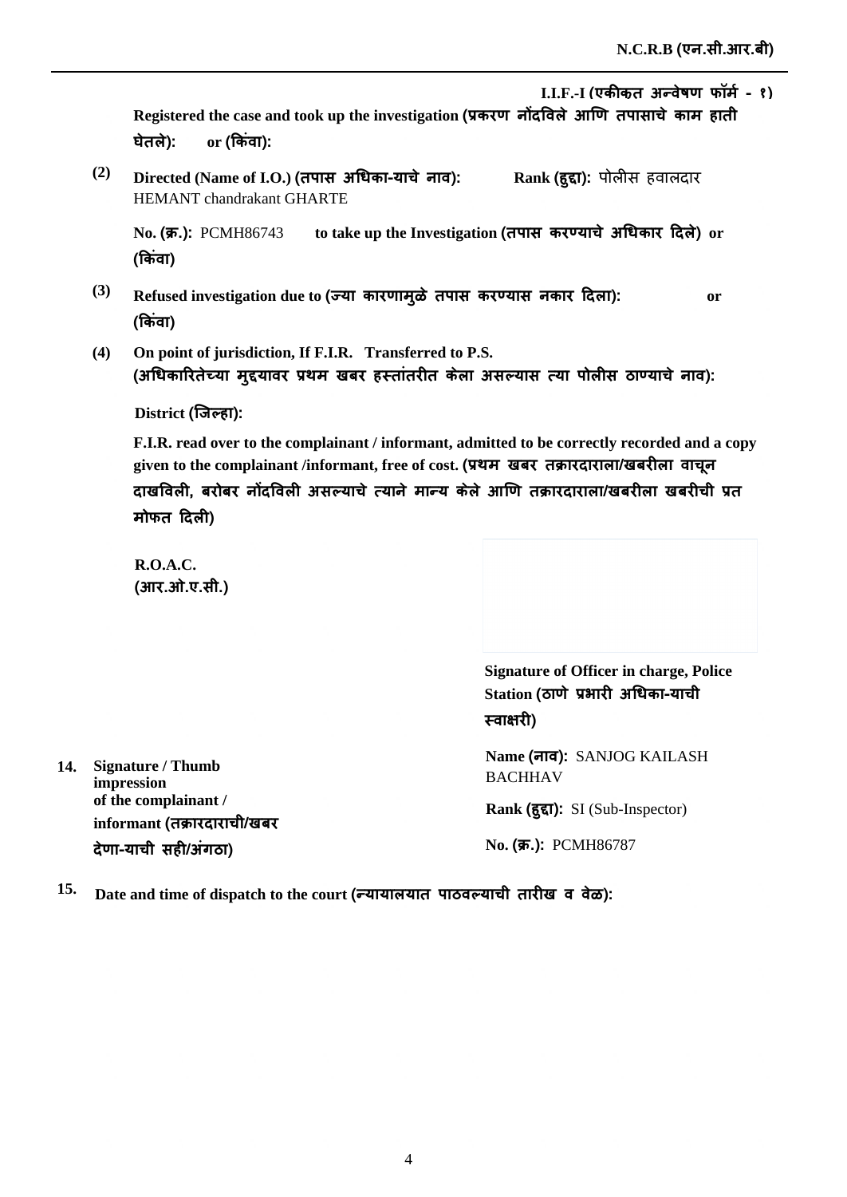I.I.F.-I (एकीकत अन्वेषण फॉर्म - १)

**Registered the case and took up the investigation (प्रकरण नोंदविले आणि तपासाचे काम हाती घेतले): or (किंवा):**

**(2)** **Directed (Name of I.O.) (तपास अधिका-याचे नाव):** HEMANT chandrakant GHARTE **Rank (हुद्दा):** पोलीस हवालदार

**No. (क्र.):** PCMH86743 **to take up the Investigation (तपास करण्याचे अधिकार दिले) or (किंवा)**

**(3)** **Refused investigation due to (ज्या कारणामुळे तपास करण्यास नकार दिला): or (किंवा)**

**(4)** **On point of jurisdiction, If F.I.R. Transferred to P.S. (अधिकारितेच्या मुद्दयावर प्रथम खबर हस्तांतरीत केला असल्यास त्या पोलीस ठाण्याचे नाव):**

**District (जिल्हा):**

**F.I.R. read over to the complainant / informant, admitted to be correctly recorded and a copy given to the complainant /informant, free of cost. (प्रथम खबर तक्रारदाराला/खबरीला वाचून दाखविली, बरोबर नोंदविली असल्याचे त्याने मान्य केले आणि तक्रारदाराला/खबरीला खबरीची प्रत मोफत दिली)**

**R.O.A.C.**
**(आर.ओ.ए.सी.)**

**Signature of Officer in charge, Police Station (ठाणे प्रभारी अधिका-याची स्वाक्षरी)**

**Name (नाव):** SANJOG KAILASH BACHHAV

**Rank (हुद्दा):** SI (Sub-Inspector)

**No. (क्र.):** PCMH86787

**14.** **Signature / Thumb impression of the complainant / informant (तक्रारदाराची/खबर देणा-याची सही/अंगठा)**

**15.** **Date and time of dispatch to the court (न्यायालयात पाठवल्याची तारीख व वेळ):**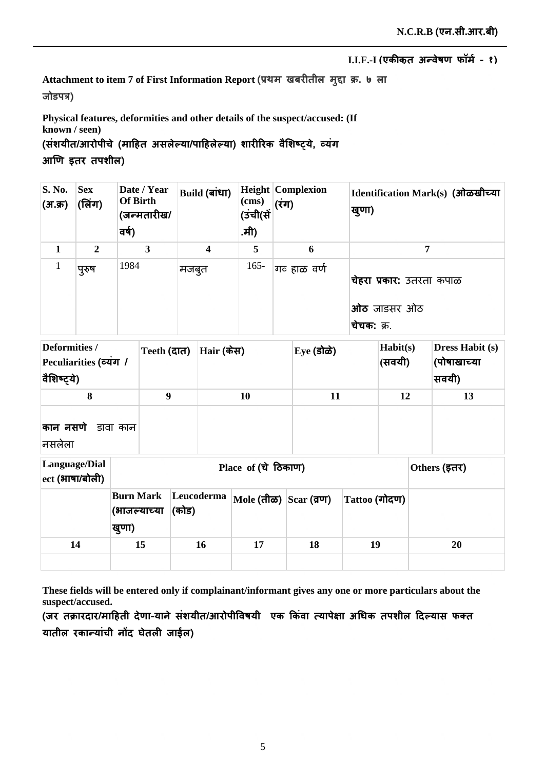N.C.R.B (एन.सी.आर.बी)

I.I.F.-I (एकीकत अन्वेषण फॉर्म - १)

**Attachment to item 7 of First Information Report (प्रथम खबरीतील मुद्दा क्र. ७ ला जोडपत्र)**

**Physical features, deformities and other details of the suspect/accused: (If known / seen)**
**(संशयीत/आरोपीचे (माहित असलेल्या/पाहिलेल्या) शारीरिक वैशिष्ट्ये, व्यंग आणि इतर तपशील)**

| S. No. (अ.क्र) | Sex (लिंग) | Date / Year Of Birth (जन्मतारीख/ वर्ष) | Build (बांधा) | Height (cms) (उंची(सें.मी) | Complexion (रंग) | Identification Mark(s) (ओळखीच्या खुणा) |
|---|---|---|---|---|---|---|
| 1 | 2 | 3 | 4 | 5 | 6 | 7 |
| 1 | पुरुष | 1984 | मजबुत | 165- | गट हाळ वर्ण | **चेहरा प्रकार:** उतरता कपाळ<br>**ओठ** जाडसर ओठ<br>**चेचक:** क्र. |

| Deformities / Peculiarities (व्यंग / वैशिष्ट्ये) | Teeth (दात) | Hair (केस) | Eye (डोळे) | Habit(s) (सवयी) | Dress Habit (s) (पोषाखाच्या सवयी) |
|---|---|---|---|---|---|
| 8 | 9 | 10 | 11 | 12 | 13 |
| **कान नसणे** डावा कान नसलेला | | | | | |

| Language/Dialect (भाषा/बोली) | Place of (चे ठिकाण) | | | | | Others (इतर) |
|---|---|---|---|---|---|---|
| | Burn Mark (भाजल्याच्या खुणा) | Leucoderma (कोड) | Mole (तीळ) | Scar (व्रण) | Tattoo (गोदण) | |
| 14 | 15 | 16 | 17 | 18 | 19 | 20 |
| | | | | | | |

**These fields will be entered only if complainant/informant gives any one or more particulars about the suspect/accused.**
**(जर तक्रारदार/माहिती देणा-याने संशयीत/आरोपीविषयी एक किंवा त्यापेक्षा अधिक तपशील दिल्यास फक्त यातील रकान्यांची नोंद घेतली जाईल)**